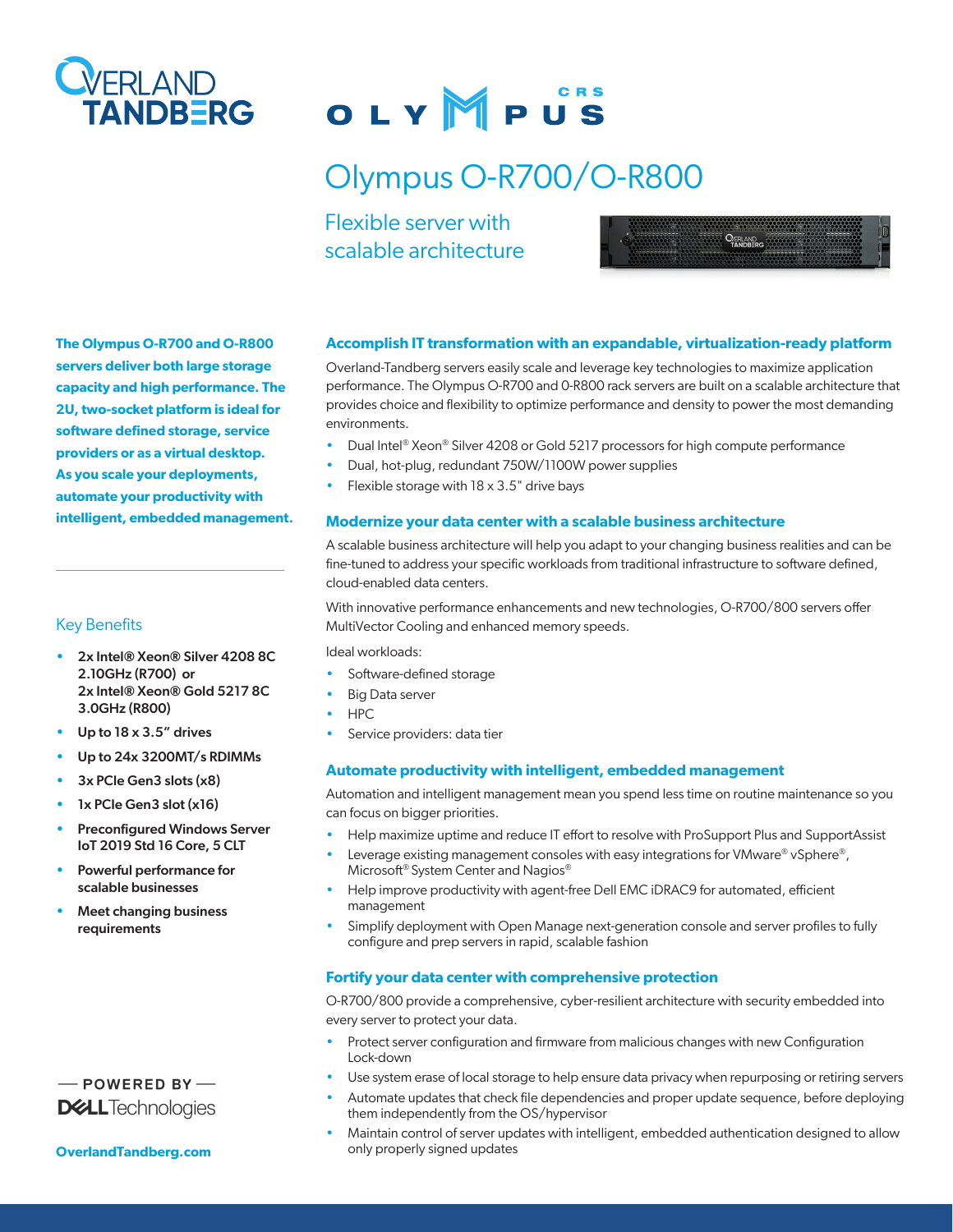# Olympus O-R700/O-R800

## Flexible server with scalable architecture

**The Olympus O-R700 and O-R800 servers deliver both large storage capacity and high performance. The 2U, two-socket platform is ideal for software defined storage, service providers or as a virtual desktop. As you scale your deployments, automate your productivity with intelligent, embedded management.**

### Key Benefits

- **2x Intel® Xeon® Silver 4208 8C 2.10GHz (R700) or 2x Intel® Xeon® Gold 5217 8C 3.0GHz (R800)**
- **Up to 18 x 3.5" drives**
- **Up to 24x 3200MT/s RDIMMs**
- **3x PCIe Gen3 slots (x8)**
- **1x PCIe Gen3 slot (x16)**
- **Preconfigured Windows Server IoT 2019 Std 16 Core, 5 CLT**
- **Powerful performance for scalable businesses**
- **Meet changing business requirements**

### Accomplish IT transformation with an expandable, virtualization-ready platform

Overland-Tandberg servers easily scale and leverage key technologies to maximize application performance. The Olympus O-R700 and 0-R800 rack servers are built on a scalable architecture that provides choice and flexibility to optimize performance and density to power the most demanding environments.

- Dual Intel® Xeon® Silver 4208 or Gold 5217 processors for high compute performance
- Dual, hot-plug, redundant 750W/1100W power supplies
- Flexible storage with 18 x 3.5" drive bays

### Modernize your data center with a scalable business architecture

A scalable business architecture will help you adapt to your changing business realities and can be fine-tuned to address your specific workloads from traditional infrastructure to software defined, cloud-enabled data centers.

With innovative performance enhancements and new technologies, O-R700/800 servers offer MultiVector Cooling and enhanced memory speeds.

Ideal workloads:

- Software-defined storage
- Big Data server
- HPC
- Service providers: data tier

### Automate productivity with intelligent, embedded management

Automation and intelligent management mean you spend less time on routine maintenance so you can focus on bigger priorities.

- Help maximize uptime and reduce IT effort to resolve with ProSupport Plus and SupportAssist
- Leverage existing management consoles with easy integrations for VMware® vSphere®, Microsoft® System Center and Nagios®
- Help improve productivity with agent-free Dell EMC iDRAC9 for automated, efficient management
- Simplify deployment with Open Manage next-generation console and server profiles to fully configure and prep servers in rapid, scalable fashion

### Fortify your data center with comprehensive protection

O-R700/800 provide a comprehensive, cyber-resilient architecture with security embedded into every server to protect your data.

- Protect server configuration and firmware from malicious changes with new Configuration Lock-down
- Use system erase of local storage to help ensure data privacy when repurposing or retiring servers
- Automate updates that check file dependencies and proper update sequence, before deploying them independently from the OS/hypervisor
- Maintain control of server updates with intelligent, embedded authentication designed to allow only properly signed updates

— POWERED BY — DELL Technologies

OverlandTandberg.com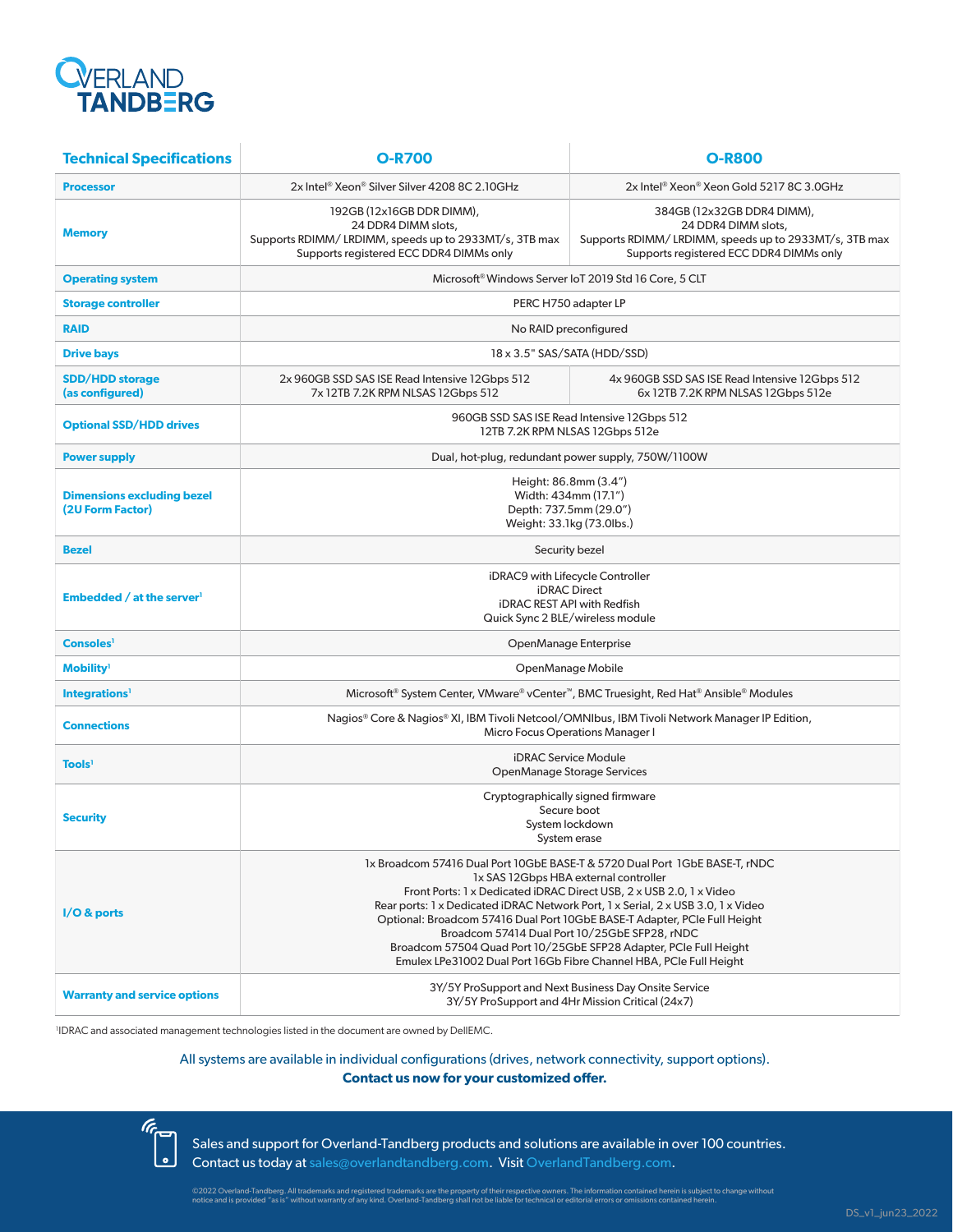| Technical Specifications | O-R700 | O-R800 |
|---|---|---|
| **Processor** | 2x Intel® Xeon® Silver Silver 4208 8C 2.10GHz | 2x Intel® Xeon® Xeon Gold 5217 8C 3.0GHz |
| **Memory** | 192GB (12x16GB DDR DIMM),<br>24 DDR4 DIMM slots,<br>Supports RDIMM/ LRDIMM, speeds up to 2933MT/s, 3TB max<br>Supports registered ECC DDR4 DIMMs only | 384GB (12x32GB DDR4 DIMM),<br>24 DDR4 DIMM slots,<br>Supports RDIMM/ LRDIMM, speeds up to 2933MT/s, 3TB max<br>Supports registered ECC DDR4 DIMMs only |
| **Operating system** | Microsoft® Windows Server IoT 2019 Std 16 Core, 5 CLT | |
| **Storage controller** | PERC H750 adapter LP | |
| **RAID** | No RAID preconfigured | |
| **Drive bays** | 18 x 3.5" SAS/SATA (HDD/SSD) | |
| **SDD/HDD storage (as configured)** | 2x 960GB SSD SAS ISE Read Intensive 12Gbps 512<br>7x 12TB 7.2K RPM NLSAS 12Gbps 512 | 4x 960GB SSD SAS ISE Read Intensive 12Gbps 512<br>6x 12TB 7.2K RPM NLSAS 12Gbps 512e |
| **Optional SSD/HDD drives** | 960GB SSD SAS ISE Read Intensive 12Gbps 512<br>12TB 7.2K RPM NLSAS 12Gbps 512e | |
| **Power supply** | Dual, hot-plug, redundant power supply, 750W/1100W | |
| **Dimensions excluding bezel (2U Form Factor)** | Height: 86.8mm (3.4")<br>Width: 434mm (17.1")<br>Depth: 737.5mm (29.0")<br>Weight: 33.1kg (73.0lbs.) | |
| **Bezel** | Security bezel | |
| **Embedded / at the server**[1] | iDRAC9 with Lifecycle Controller<br>iDRAC Direct<br>iDRAC REST API with Redfish<br>Quick Sync 2 BLE/wireless module | |
| **Consoles**[1] | OpenManage Enterprise | |
| **Mobility**[1] | OpenManage Mobile | |
| **Integrations**[1] | Microsoft® System Center, VMware® vCenter™, BMC Truesight, Red Hat® Ansible® Modules | |
| **Connections** | Nagios® Core & Nagios® XI, IBM Tivoli Netcool/OMNIbus, IBM Tivoli Network Manager IP Edition,<br>Micro Focus Operations Manager I | |
| **Tools**[1] | iDRAC Service Module<br>OpenManage Storage Services | |
| **Security** | Cryptographically signed firmware<br>Secure boot<br>System lockdown<br>System erase | |
| **I/O & ports** | 1x Broadcom 57416 Dual Port 10GbE BASE-T & 5720 Dual Port 1GbE BASE-T, rNDC<br>1x SAS 12Gbps HBA external controller<br>Front Ports: 1 x Dedicated iDRAC Direct USB, 2 x USB 2.0, 1 x Video<br>Rear ports: 1 x Dedicated iDRAC Network Port, 1 x Serial, 2 x USB 3.0, 1 x Video<br>Optional: Broadcom 57416 Dual Port 10GbE BASE-T Adapter, PCIe Full Height<br>Broadcom 57414 Dual Port 10/25GbE SFP28, rNDC<br>Broadcom 57504 Quad Port 10/25GbE SFP28 Adapter, PCIe Full Height<br>Emulex LPe31002 Dual Port 16Gb Fibre Channel HBA, PCIe Full Height | |
| **Warranty and service options** | 3Y/5Y ProSupport and Next Business Day Onsite Service<br>3Y/5Y ProSupport and 4Hr Mission Critical (24x7) | |

[1]IDRAC and associated management technologies listed in the document are owned by DellEMC.

All systems are available in individual configurations (drives, network connectivity, support options).
**Contact us now for your customized offer.**

Sales and support for Overland-Tandberg products and solutions are available in over 100 countries.
Contact us today at sales@overlandtandberg.com. Visit OverlandTandberg.com.

©2022 Overland-Tandberg. All trademarks and registered trademarks are the property of their respective owners. The information contained herein is subject to change without notice and is provided "as is" without warranty of any kind. Overland-Tandberg shall not be liable for technical or editorial errors or omissions contained herein.

DS_v1_jun23_2022